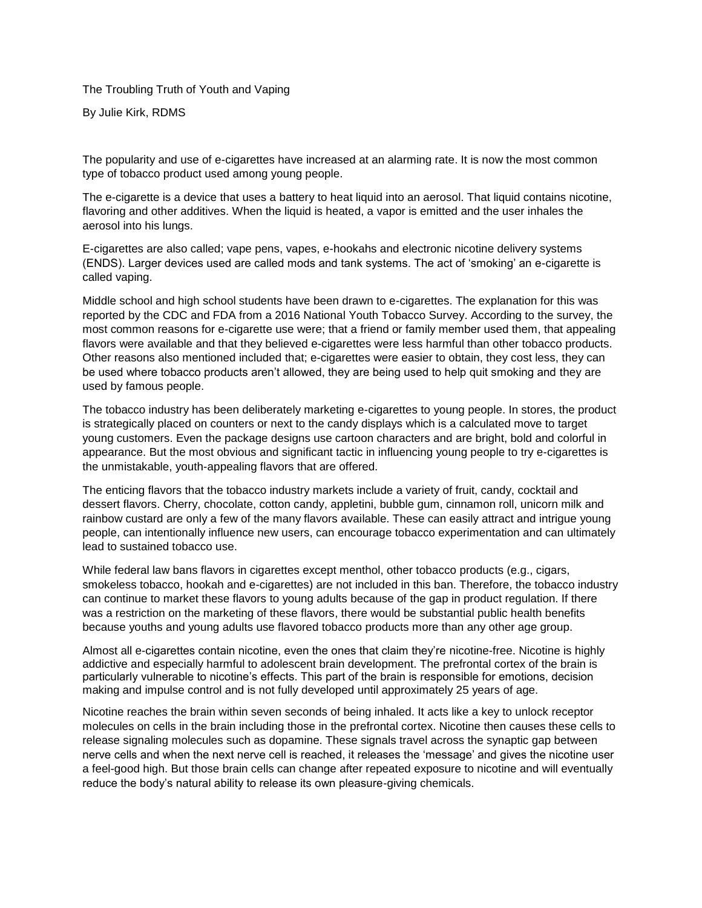# The Troubling Truth of Youth and Vaping

By Julie Kirk, RDMS

The popularity and use of e-cigarettes have increased at an alarming rate. It is now the most common type of tobacco product used among young people.

The e-cigarette is a device that uses a battery to heat liquid into an aerosol. That liquid contains nicotine, flavoring and other additives. When the liquid is heated, a vapor is emitted and the user inhales the aerosol into his lungs.

E-cigarettes are also called; vape pens, vapes, e-hookahs and electronic nicotine delivery systems (ENDS). Larger devices used are called mods and tank systems. The act of 'smoking' an e-cigarette is called vaping.

Middle school and high school students have been drawn to e-cigarettes. The explanation for this was reported by the CDC and FDA from a 2016 National Youth Tobacco Survey. According to the survey, the most common reasons for e-cigarette use were; that a friend or family member used them, that appealing flavors were available and that they believed e-cigarettes were less harmful than other tobacco products. Other reasons also mentioned included that; e-cigarettes were easier to obtain, they cost less, they can be used where tobacco products aren't allowed, they are being used to help quit smoking and they are used by famous people.

The tobacco industry has been deliberately marketing e-cigarettes to young people. In stores, the product is strategically placed on counters or next to the candy displays which is a calculated move to target young customers. Even the package designs use cartoon characters and are bright, bold and colorful in appearance. But the most obvious and significant tactic in influencing young people to try e-cigarettes is the unmistakable, youth-appealing flavors that are offered.

The enticing flavors that the tobacco industry markets include a variety of fruit, candy, cocktail and dessert flavors. Cherry, chocolate, cotton candy, appletini, bubble gum, cinnamon roll, unicorn milk and rainbow custard are only a few of the many flavors available. These can easily attract and intrigue young people, can intentionally influence new users, can encourage tobacco experimentation and can ultimately lead to sustained tobacco use.

While federal law bans flavors in cigarettes except menthol, other tobacco products (e.g., cigars, smokeless tobacco, hookah and e-cigarettes) are not included in this ban. Therefore, the tobacco industry can continue to market these flavors to young adults because of the gap in product regulation. If there was a restriction on the marketing of these flavors, there would be substantial public health benefits because youths and young adults use flavored tobacco products more than any other age group.

Almost all e-cigarettes contain nicotine, even the ones that claim they're nicotine-free. Nicotine is highly addictive and especially harmful to adolescent brain development. The prefrontal cortex of the brain is particularly vulnerable to nicotine's effects. This part of the brain is responsible for emotions, decision making and impulse control and is not fully developed until approximately 25 years of age.

Nicotine reaches the brain within seven seconds of being inhaled. It acts like a key to unlock receptor molecules on cells in the brain including those in the prefrontal cortex. Nicotine then causes these cells to release signaling molecules such as dopamine. These signals travel across the synaptic gap between nerve cells and when the next nerve cell is reached, it releases the 'message' and gives the nicotine user a feel-good high. But those brain cells can change after repeated exposure to nicotine and will eventually reduce the body's natural ability to release its own pleasure-giving chemicals.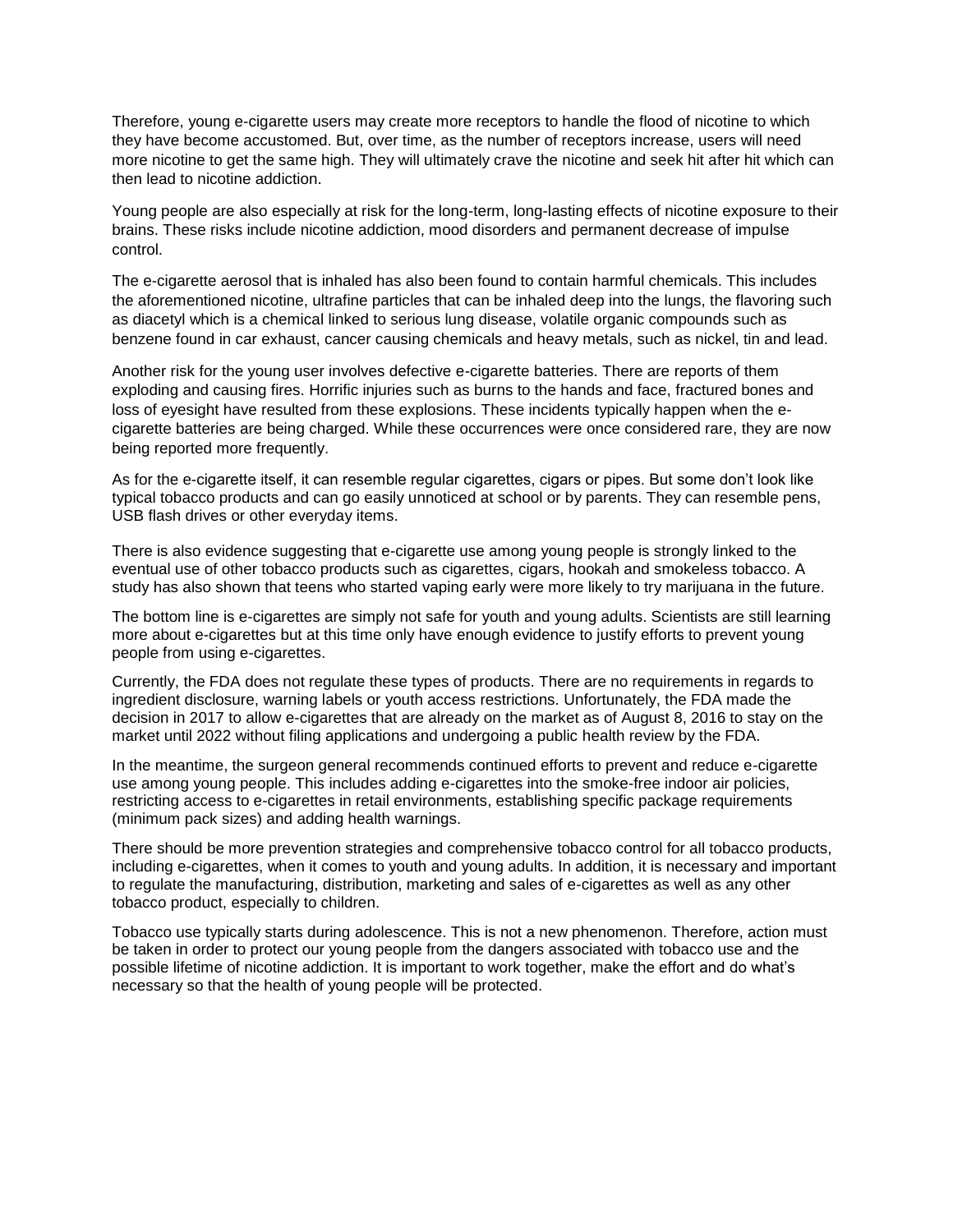Therefore, young e-cigarette users may create more receptors to handle the flood of nicotine to which they have become accustomed. But, over time, as the number of receptors increase, users will need more nicotine to get the same high. They will ultimately crave the nicotine and seek hit after hit which can then lead to nicotine addiction.

Young people are also especially at risk for the long-term, long-lasting effects of nicotine exposure to their brains. These risks include nicotine addiction, mood disorders and permanent decrease of impulse control.

The e-cigarette aerosol that is inhaled has also been found to contain harmful chemicals. This includes the aforementioned nicotine, ultrafine particles that can be inhaled deep into the lungs, the flavoring such as diacetyl which is a chemical linked to serious lung disease, volatile organic compounds such as benzene found in car exhaust, cancer causing chemicals and heavy metals, such as nickel, tin and lead.

Another risk for the young user involves defective e-cigarette batteries. There are reports of them exploding and causing fires. Horrific injuries such as burns to the hands and face, fractured bones and loss of eyesight have resulted from these explosions. These incidents typically happen when the e-cigarette batteries are being charged. While these occurrences were once considered rare, they are now being reported more frequently.

As for the e-cigarette itself, it can resemble regular cigarettes, cigars or pipes. But some don't look like typical tobacco products and can go easily unnoticed at school or by parents. They can resemble pens, USB flash drives or other everyday items.

There is also evidence suggesting that e-cigarette use among young people is strongly linked to the eventual use of other tobacco products such as cigarettes, cigars, hookah and smokeless tobacco. A study has also shown that teens who started vaping early were more likely to try marijuana in the future.

The bottom line is e-cigarettes are simply not safe for youth and young adults. Scientists are still learning more about e-cigarettes but at this time only have enough evidence to justify efforts to prevent young people from using e-cigarettes.

Currently, the FDA does not regulate these types of products. There are no requirements in regards to ingredient disclosure, warning labels or youth access restrictions. Unfortunately, the FDA made the decision in 2017 to allow e-cigarettes that are already on the market as of August 8, 2016 to stay on the market until 2022 without filing applications and undergoing a public health review by the FDA.

In the meantime, the surgeon general recommends continued efforts to prevent and reduce e-cigarette use among young people. This includes adding e-cigarettes into the smoke-free indoor air policies, restricting access to e-cigarettes in retail environments, establishing specific package requirements (minimum pack sizes) and adding health warnings.

There should be more prevention strategies and comprehensive tobacco control for all tobacco products, including e-cigarettes, when it comes to youth and young adults. In addition, it is necessary and important to regulate the manufacturing, distribution, marketing and sales of e-cigarettes as well as any other tobacco product, especially to children.

Tobacco use typically starts during adolescence. This is not a new phenomenon. Therefore, action must be taken in order to protect our young people from the dangers associated with tobacco use and the possible lifetime of nicotine addiction. It is important to work together, make the effort and do what's necessary so that the health of young people will be protected.